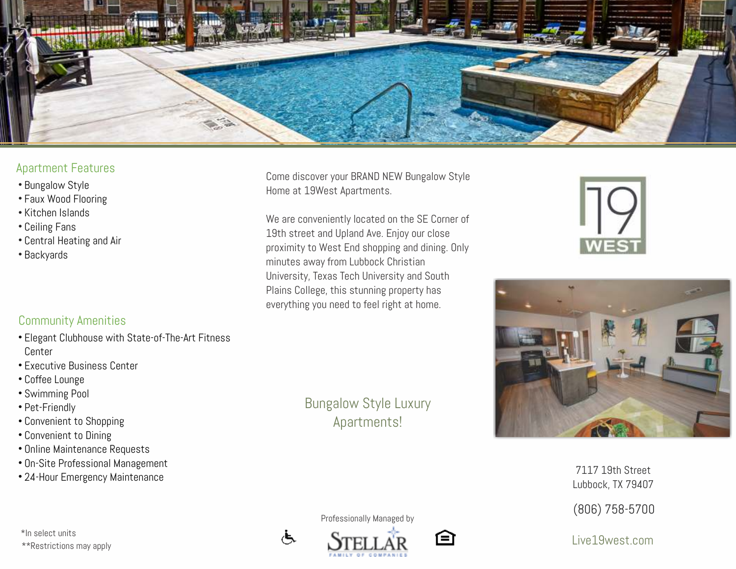## Apartment Features

- Bungalow Style
- Faux Wood Flooring
- Kitchen Islands
- Ceiling Fans
- Central Heating and Air
- Backyards

## Community Amenities

- Elegant Clubhouse with State-of-The-Art Fitness Center
- Executive Business Center
- Coffee Lounge
- Swimming Pool
- Pet-Friendly
- Convenient to Shopping
- Convenient to Dining
- Online Maintenance Requests
- On-Site Professional Management
- 24-Hour Emergency Maintenance

*In select units
**Restrictions may apply

Come discover your BRAND NEW Bungalow Style Home at 19West Apartments.

We are conveniently located on the SE Corner of 19th street and Upland Ave. Enjoy our close proximity to West End shopping and dining. Only minutes away from Lubbock Christian University, Texas Tech University and South Plains College, this stunning property has everything you need to feel right at home.

## Bungalow Style Luxury Apartments!

Professionally Managed by

STELLAR
FAMILY OF COMPANIES

19 WEST

7117 19th Street
Lubbock, TX 79407

(806) 758-5700

Live19west.com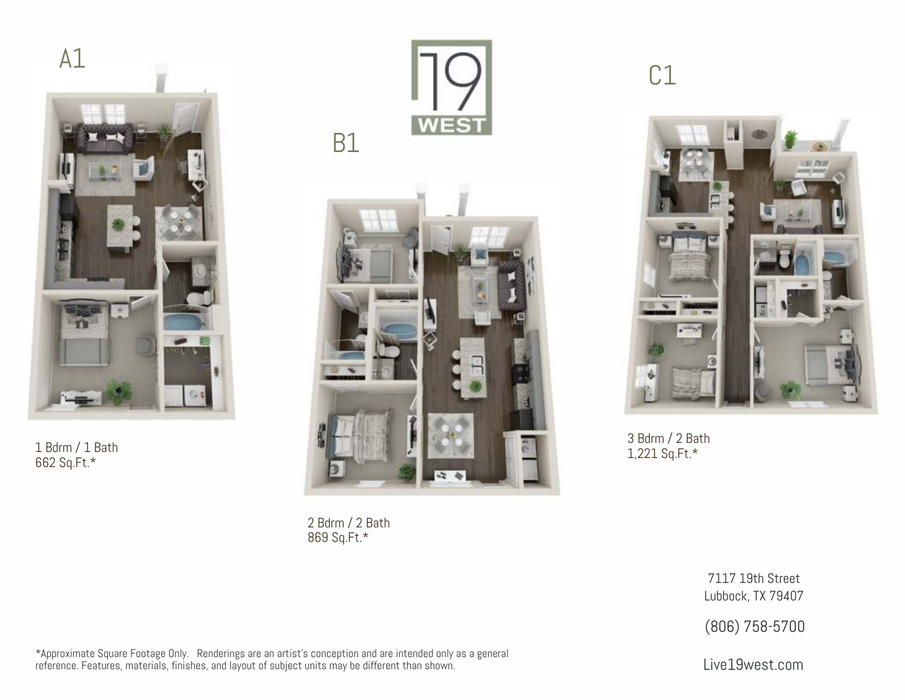# 19 WEST

## A1

1 Bdrm / 1 Bath
662 Sq.Ft.*

## B1

2 Bdrm / 2 Bath
869 Sq.Ft.*

## C1

3 Bdrm / 2 Bath
1,221 Sq.Ft.*

7117 19th Street
Lubbock, TX 79407

(806) 758-5700

Live19west.com

*Approximate Square Footage Only. Renderings are an artist's conception and are intended only as a general reference. Features, materials, finishes, and layout of subject units may be different than shown.